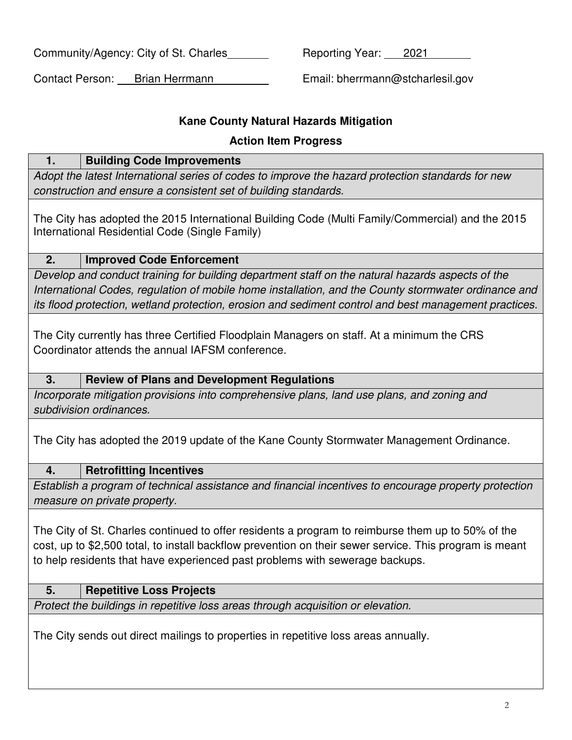Community/Agency: City of St. Charles

Reporting Year: 2021

Contact Person: Brian Herrmann

Email: bherrmann@stcharlesil.gov

## Kane County Natural Hazards Mitigation

## Action Item Progress

### 1. Building Code Improvements

*Adopt the latest International series of codes to improve the hazard protection standards for new construction and ensure a consistent set of building standards.*

The City has adopted the 2015 International Building Code (Multi Family/Commercial) and the 2015 International Residential Code (Single Family)

### 2. Improved Code Enforcement

*Develop and conduct training for building department staff on the natural hazards aspects of the International Codes, regulation of mobile home installation, and the County stormwater ordinance and its flood protection, wetland protection, erosion and sediment control and best management practices.*

The City currently has three Certified Floodplain Managers on staff. At a minimum the CRS Coordinator attends the annual IAFSM conference.

### 3. Review of Plans and Development Regulations

*Incorporate mitigation provisions into comprehensive plans, land use plans, and zoning and subdivision ordinances.*

The City has adopted the 2019 update of the Kane County Stormwater Management Ordinance.

### 4. Retrofitting Incentives

*Establish a program of technical assistance and financial incentives to encourage property protection measure on private property.*

The City of St. Charles continued to offer residents a program to reimburse them up to 50% of the cost, up to $2,500 total, to install backflow prevention on their sewer service. This program is meant to help residents that have experienced past problems with sewerage backups.

### 5. Repetitive Loss Projects

*Protect the buildings in repetitive loss areas through acquisition or elevation.*

The City sends out direct mailings to properties in repetitive loss areas annually.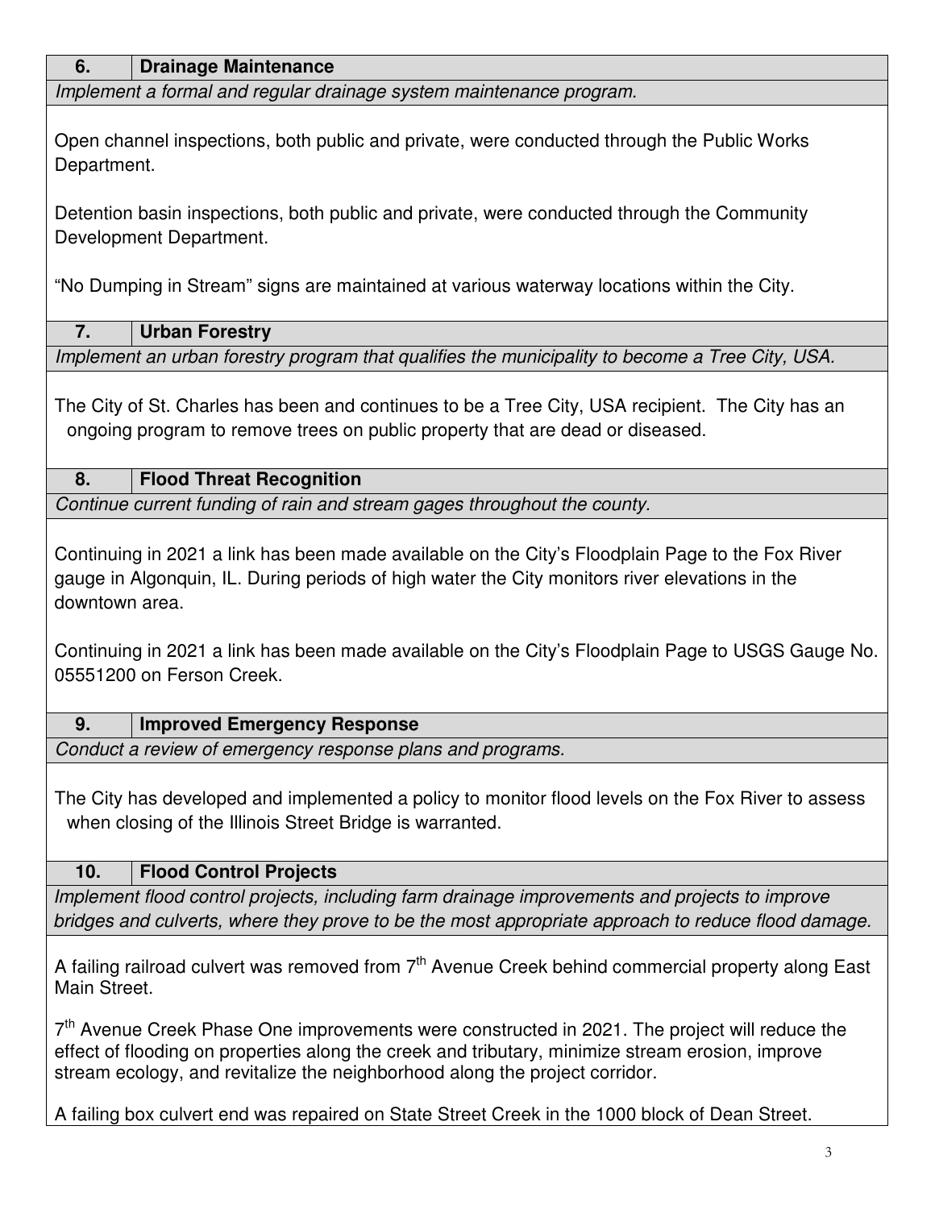### 6. Drainage Maintenance

*Implement a formal and regular drainage system maintenance program.*

Open channel inspections, both public and private, were conducted through the Public Works Department.

Detention basin inspections, both public and private, were conducted through the Community Development Department.

"No Dumping in Stream" signs are maintained at various waterway locations within the City.

### 7. Urban Forestry

*Implement an urban forestry program that qualifies the municipality to become a Tree City, USA.*

The City of St. Charles has been and continues to be a Tree City, USA recipient. The City has an ongoing program to remove trees on public property that are dead or diseased.

### 8. Flood Threat Recognition

*Continue current funding of rain and stream gages throughout the county.*

Continuing in 2021 a link has been made available on the City's Floodplain Page to the Fox River gauge in Algonquin, IL. During periods of high water the City monitors river elevations in the downtown area.

Continuing in 2021 a link has been made available on the City's Floodplain Page to USGS Gauge No. 05551200 on Ferson Creek.

### 9. Improved Emergency Response

*Conduct a review of emergency response plans and programs.*

The City has developed and implemented a policy to monitor flood levels on the Fox River to assess when closing of the Illinois Street Bridge is warranted.

### 10. Flood Control Projects

*Implement flood control projects, including farm drainage improvements and projects to improve bridges and culverts, where they prove to be the most appropriate approach to reduce flood damage.*

A failing railroad culvert was removed from 7th Avenue Creek behind commercial property along East Main Street.

7th Avenue Creek Phase One improvements were constructed in 2021. The project will reduce the effect of flooding on properties along the creek and tributary, minimize stream erosion, improve stream ecology, and revitalize the neighborhood along the project corridor.

A failing box culvert end was repaired on State Street Creek in the 1000 block of Dean Street.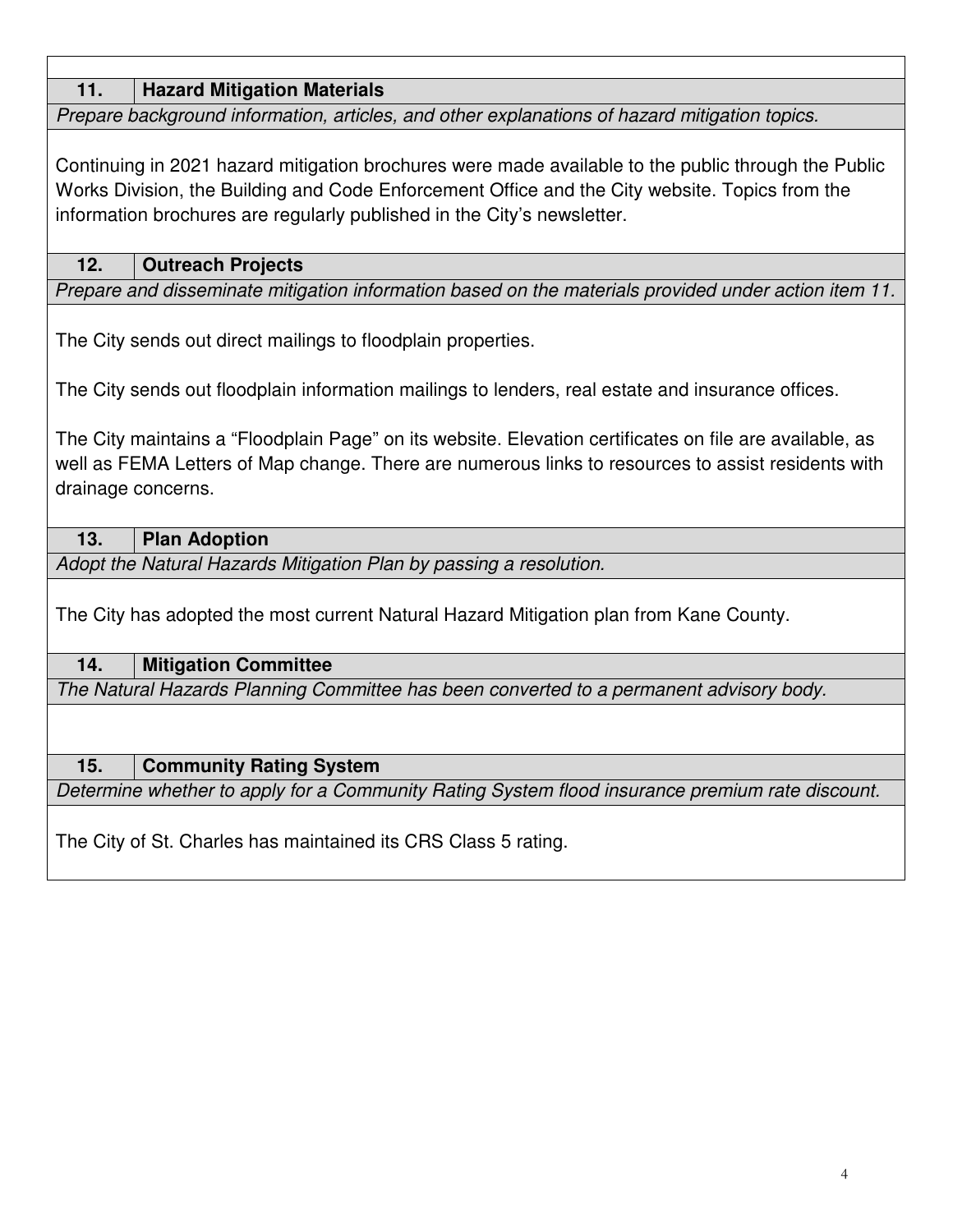### 11. Hazard Mitigation Materials

*Prepare background information, articles, and other explanations of hazard mitigation topics.*

Continuing in 2021 hazard mitigation brochures were made available to the public through the Public Works Division, the Building and Code Enforcement Office and the City website. Topics from the information brochures are regularly published in the City's newsletter.

### 12. Outreach Projects

*Prepare and disseminate mitigation information based on the materials provided under action item 11.*

The City sends out direct mailings to floodplain properties.

The City sends out floodplain information mailings to lenders, real estate and insurance offices.

The City maintains a "Floodplain Page" on its website. Elevation certificates on file are available, as well as FEMA Letters of Map change. There are numerous links to resources to assist residents with drainage concerns.

### 13. Plan Adoption

*Adopt the Natural Hazards Mitigation Plan by passing a resolution.*

The City has adopted the most current Natural Hazard Mitigation plan from Kane County.

### 14. Mitigation Committee

*The Natural Hazards Planning Committee has been converted to a permanent advisory body.*

### 15. Community Rating System

*Determine whether to apply for a Community Rating System flood insurance premium rate discount.*

The City of St. Charles has maintained its CRS Class 5 rating.